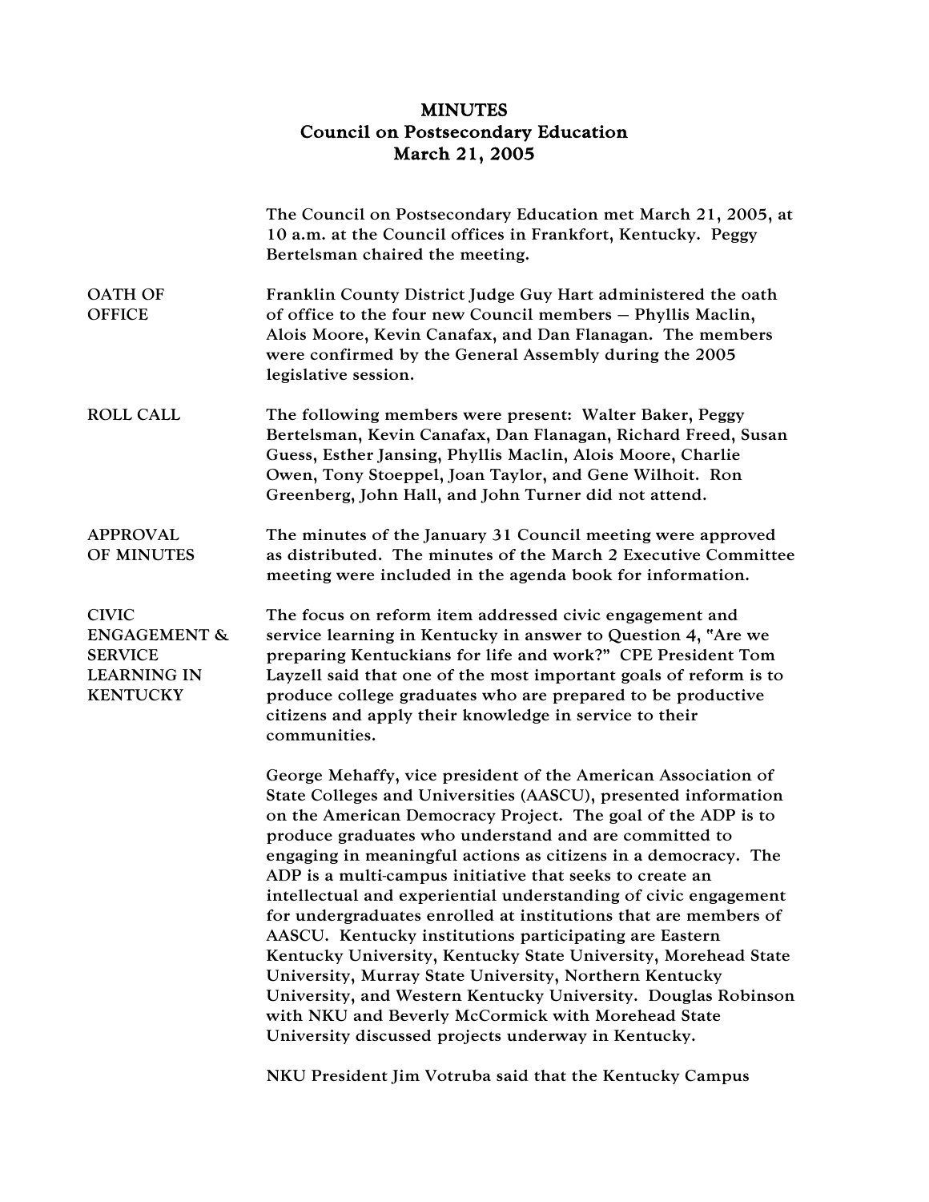# MINUTES
## Council on Postsecondary Education
## March 21, 2005

The Council on Postsecondary Education met March 21, 2005, at 10 a.m. at the Council offices in Frankfort, Kentucky. Peggy Bertelsman chaired the meeting.

**OATH OF OFFICE**

Franklin County District Judge Guy Hart administered the oath of office to the four new Council members – Phyllis Maclin, Alois Moore, Kevin Canafax, and Dan Flanagan. The members were confirmed by the General Assembly during the 2005 legislative session.

**ROLL CALL**

The following members were present: Walter Baker, Peggy Bertelsman, Kevin Canafax, Dan Flanagan, Richard Freed, Susan Guess, Esther Jansing, Phyllis Maclin, Alois Moore, Charlie Owen, Tony Stoeppel, Joan Taylor, and Gene Wilhoit. Ron Greenberg, John Hall, and John Turner did not attend.

**APPROVAL OF MINUTES**

The minutes of the January 31 Council meeting were approved as distributed. The minutes of the March 2 Executive Committee meeting were included in the agenda book for information.

**CIVIC ENGAGEMENT & SERVICE LEARNING IN KENTUCKY**

The focus on reform item addressed civic engagement and service learning in Kentucky in answer to Question 4, "Are we preparing Kentuckians for life and work?" CPE President Tom Layzell said that one of the most important goals of reform is to produce college graduates who are prepared to be productive citizens and apply their knowledge in service to their communities.

George Mehaffy, vice president of the American Association of State Colleges and Universities (AASCU), presented information on the American Democracy Project. The goal of the ADP is to produce graduates who understand and are committed to engaging in meaningful actions as citizens in a democracy. The ADP is a multi-campus initiative that seeks to create an intellectual and experiential understanding of civic engagement for undergraduates enrolled at institutions that are members of AASCU. Kentucky institutions participating are Eastern Kentucky University, Kentucky State University, Morehead State University, Murray State University, Northern Kentucky University, and Western Kentucky University. Douglas Robinson with NKU and Beverly McCormick with Morehead State University discussed projects underway in Kentucky.

NKU President Jim Votruba said that the Kentucky Campus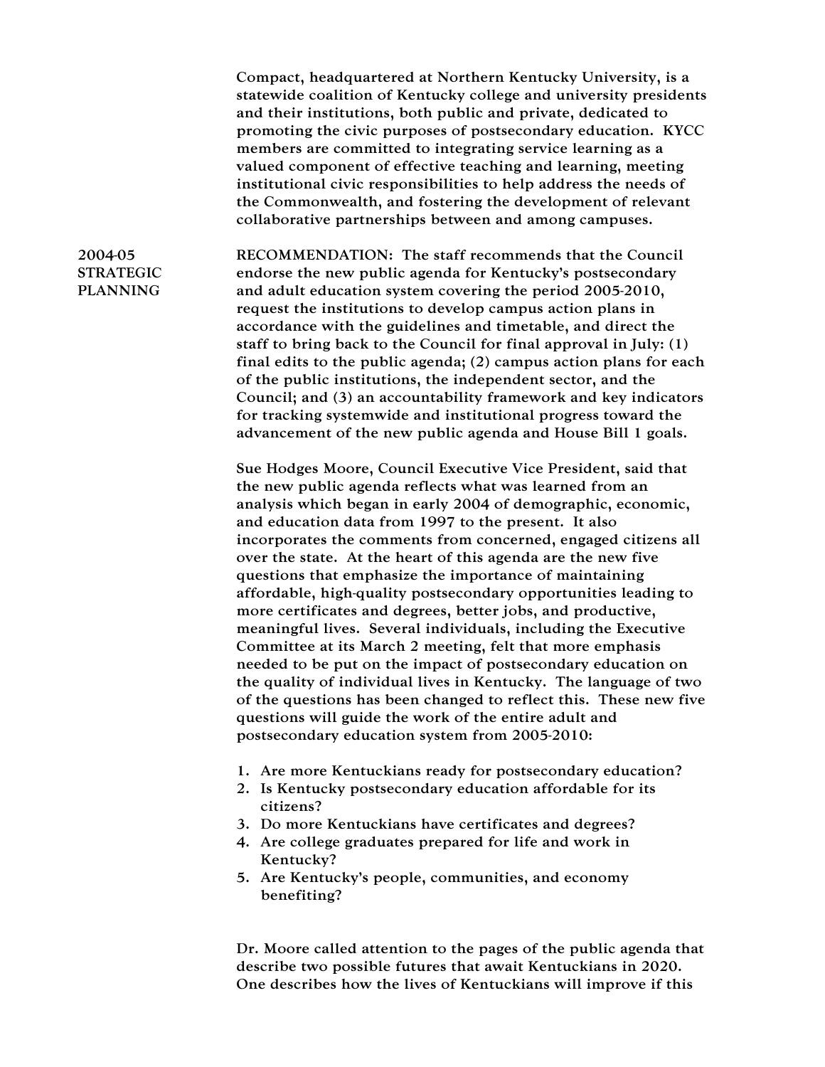Compact, headquartered at Northern Kentucky University, is a statewide coalition of Kentucky college and university presidents and their institutions, both public and private, dedicated to promoting the civic purposes of postsecondary education. KYCC members are committed to integrating service learning as a valued component of effective teaching and learning, meeting institutional civic responsibilities to help address the needs of the Commonwealth, and fostering the development of relevant collaborative partnerships between and among campuses.

**2004-05 STRATEGIC PLANNING**

RECOMMENDATION: The staff recommends that the Council endorse the new public agenda for Kentucky's postsecondary and adult education system covering the period 2005-2010, request the institutions to develop campus action plans in accordance with the guidelines and timetable, and direct the staff to bring back to the Council for final approval in July: (1) final edits to the public agenda; (2) campus action plans for each of the public institutions, the independent sector, and the Council; and (3) an accountability framework and key indicators for tracking systemwide and institutional progress toward the advancement of the new public agenda and House Bill 1 goals.

Sue Hodges Moore, Council Executive Vice President, said that the new public agenda reflects what was learned from an analysis which began in early 2004 of demographic, economic, and education data from 1997 to the present. It also incorporates the comments from concerned, engaged citizens all over the state. At the heart of this agenda are the new five questions that emphasize the importance of maintaining affordable, high-quality postsecondary opportunities leading to more certificates and degrees, better jobs, and productive, meaningful lives. Several individuals, including the Executive Committee at its March 2 meeting, felt that more emphasis needed to be put on the impact of postsecondary education on the quality of individual lives in Kentucky. The language of two of the questions has been changed to reflect this. These new five questions will guide the work of the entire adult and postsecondary education system from 2005-2010:

1. Are more Kentuckians ready for postsecondary education?
2. Is Kentucky postsecondary education affordable for its citizens?
3. Do more Kentuckians have certificates and degrees?
4. Are college graduates prepared for life and work in Kentucky?
5. Are Kentucky's people, communities, and economy benefiting?

Dr. Moore called attention to the pages of the public agenda that describe two possible futures that await Kentuckians in 2020. One describes how the lives of Kentuckians will improve if this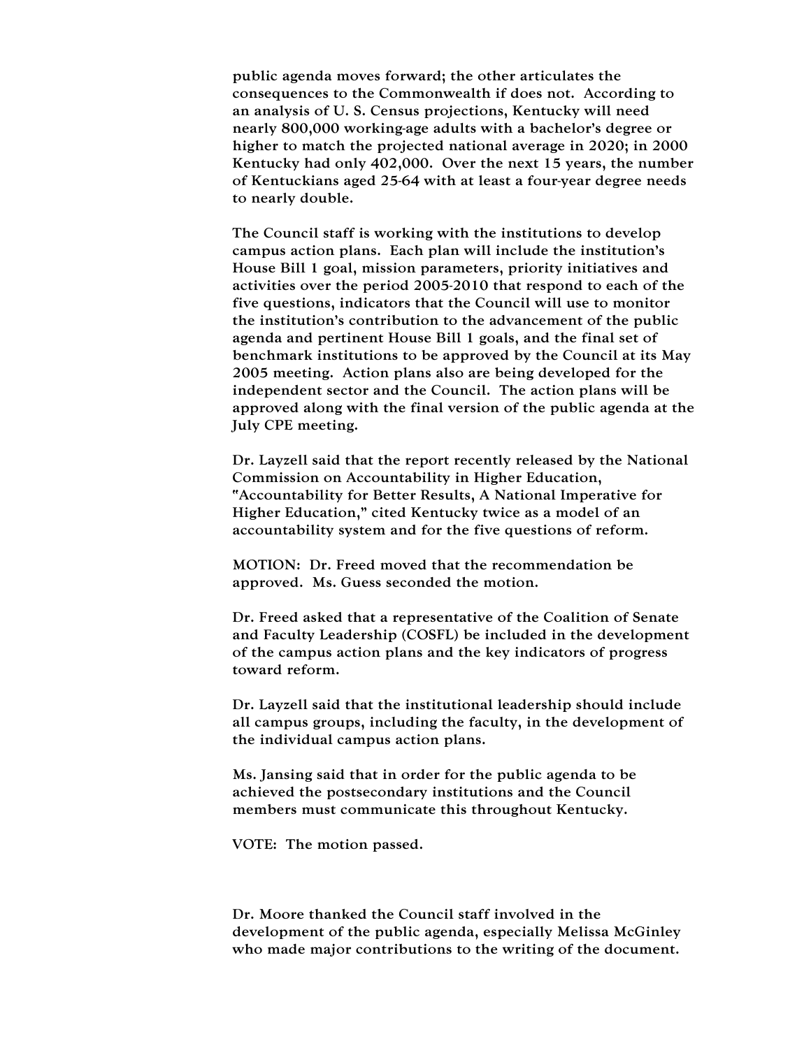public agenda moves forward; the other articulates the consequences to the Commonwealth if does not. According to an analysis of U. S. Census projections, Kentucky will need nearly 800,000 working-age adults with a bachelor's degree or higher to match the projected national average in 2020; in 2000 Kentucky had only 402,000. Over the next 15 years, the number of Kentuckians aged 25-64 with at least a four-year degree needs to nearly double.

The Council staff is working with the institutions to develop campus action plans. Each plan will include the institution's House Bill 1 goal, mission parameters, priority initiatives and activities over the period 2005-2010 that respond to each of the five questions, indicators that the Council will use to monitor the institution's contribution to the advancement of the public agenda and pertinent House Bill 1 goals, and the final set of benchmark institutions to be approved by the Council at its May 2005 meeting. Action plans also are being developed for the independent sector and the Council. The action plans will be approved along with the final version of the public agenda at the July CPE meeting.

Dr. Layzell said that the report recently released by the National Commission on Accountability in Higher Education, "Accountability for Better Results, A National Imperative for Higher Education," cited Kentucky twice as a model of an accountability system and for the five questions of reform.

MOTION: Dr. Freed moved that the recommendation be approved. Ms. Guess seconded the motion.

Dr. Freed asked that a representative of the Coalition of Senate and Faculty Leadership (COSFL) be included in the development of the campus action plans and the key indicators of progress toward reform.

Dr. Layzell said that the institutional leadership should include all campus groups, including the faculty, in the development of the individual campus action plans.

Ms. Jansing said that in order for the public agenda to be achieved the postsecondary institutions and the Council members must communicate this throughout Kentucky.

VOTE: The motion passed.

Dr. Moore thanked the Council staff involved in the development of the public agenda, especially Melissa McGinley who made major contributions to the writing of the document.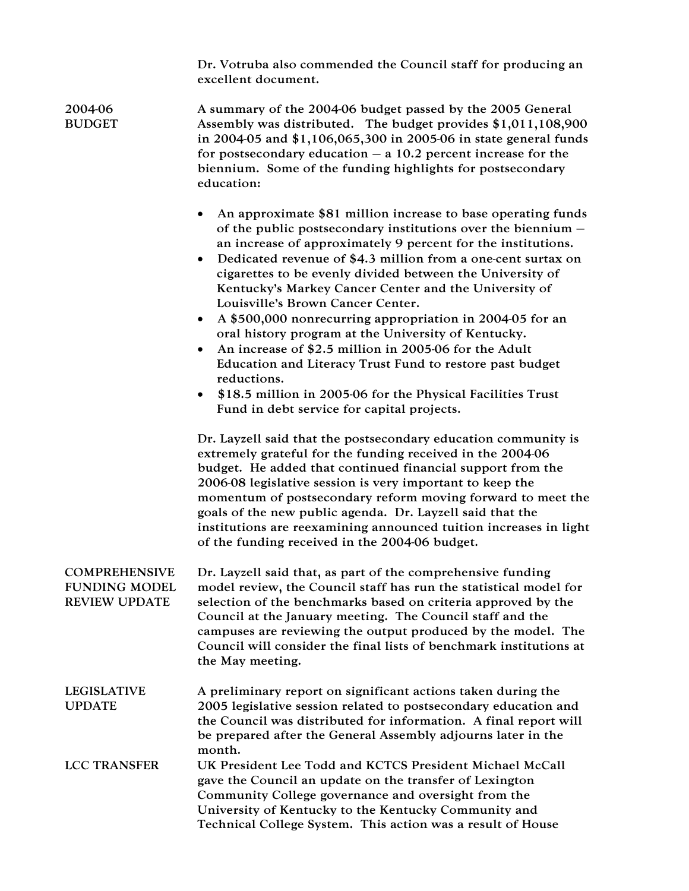Dr. Votruba also commended the Council staff for producing an excellent document.

**2004-06 BUDGET**

A summary of the 2004-06 budget passed by the 2005 General Assembly was distributed. The budget provides $1,011,108,900 in 2004-05 and $1,106,065,300 in 2005-06 in state general funds for postsecondary education – a 10.2 percent increase for the biennium. Some of the funding highlights for postsecondary education:

- An approximate $81 million increase to base operating funds of the public postsecondary institutions over the biennium – an increase of approximately 9 percent for the institutions.
- Dedicated revenue of $4.3 million from a one-cent surtax on cigarettes to be evenly divided between the University of Kentucky's Markey Cancer Center and the University of Louisville's Brown Cancer Center.
- A $500,000 nonrecurring appropriation in 2004-05 for an oral history program at the University of Kentucky.
- An increase of $2.5 million in 2005-06 for the Adult Education and Literacy Trust Fund to restore past budget reductions.
- $18.5 million in 2005-06 for the Physical Facilities Trust Fund in debt service for capital projects.

Dr. Layzell said that the postsecondary education community is extremely grateful for the funding received in the 2004-06 budget. He added that continued financial support from the 2006-08 legislative session is very important to keep the momentum of postsecondary reform moving forward to meet the goals of the new public agenda. Dr. Layzell said that the institutions are reexamining announced tuition increases in light of the funding received in the 2004-06 budget.

**COMPREHENSIVE FUNDING MODEL REVIEW UPDATE**

Dr. Layzell said that, as part of the comprehensive funding model review, the Council staff has run the statistical model for selection of the benchmarks based on criteria approved by the Council at the January meeting. The Council staff and the campuses are reviewing the output produced by the model. The Council will consider the final lists of benchmark institutions at the May meeting.

**LEGISLATIVE UPDATE**

A preliminary report on significant actions taken during the 2005 legislative session related to postsecondary education and the Council was distributed for information. A final report will be prepared after the General Assembly adjourns later in the month.

**LCC TRANSFER**

UK President Lee Todd and KCTCS President Michael McCall gave the Council an update on the transfer of Lexington Community College governance and oversight from the University of Kentucky to the Kentucky Community and Technical College System. This action was a result of House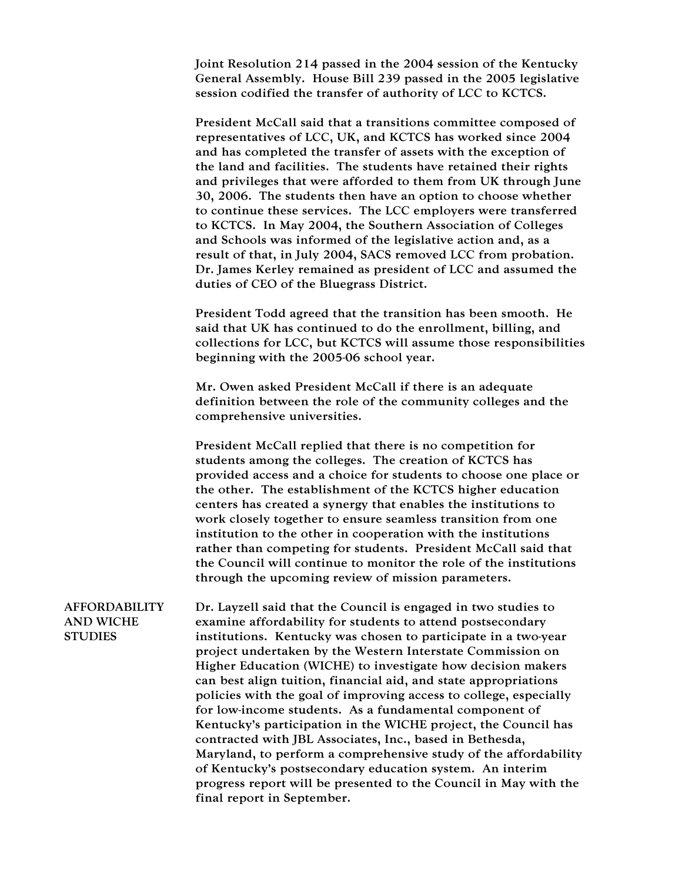Joint Resolution 214 passed in the 2004 session of the Kentucky General Assembly. House Bill 239 passed in the 2005 legislative session codified the transfer of authority of LCC to KCTCS.

President McCall said that a transitions committee composed of representatives of LCC, UK, and KCTCS has worked since 2004 and has completed the transfer of assets with the exception of the land and facilities. The students have retained their rights and privileges that were afforded to them from UK through June 30, 2006. The students then have an option to choose whether to continue these services. The LCC employers were transferred to KCTCS. In May 2004, the Southern Association of Colleges and Schools was informed of the legislative action and, as a result of that, in July 2004, SACS removed LCC from probation. Dr. James Kerley remained as president of LCC and assumed the duties of CEO of the Bluegrass District.

President Todd agreed that the transition has been smooth. He said that UK has continued to do the enrollment, billing, and collections for LCC, but KCTCS will assume those responsibilities beginning with the 2005-06 school year.

Mr. Owen asked President McCall if there is an adequate definition between the role of the community colleges and the comprehensive universities.

President McCall replied that there is no competition for students among the colleges. The creation of KCTCS has provided access and a choice for students to choose one place or the other. The establishment of the KCTCS higher education centers has created a synergy that enables the institutions to work closely together to ensure seamless transition from one institution to the other in cooperation with the institutions rather than competing for students. President McCall said that the Council will continue to monitor the role of the institutions through the upcoming review of mission parameters.

**AFFORDABILITY AND WICHE STUDIES**

Dr. Layzell said that the Council is engaged in two studies to examine affordability for students to attend postsecondary institutions. Kentucky was chosen to participate in a two-year project undertaken by the Western Interstate Commission on Higher Education (WICHE) to investigate how decision makers can best align tuition, financial aid, and state appropriations policies with the goal of improving access to college, especially for low-income students. As a fundamental component of Kentucky's participation in the WICHE project, the Council has contracted with JBL Associates, Inc., based in Bethesda, Maryland, to perform a comprehensive study of the affordability of Kentucky's postsecondary education system. An interim progress report will be presented to the Council in May with the final report in September.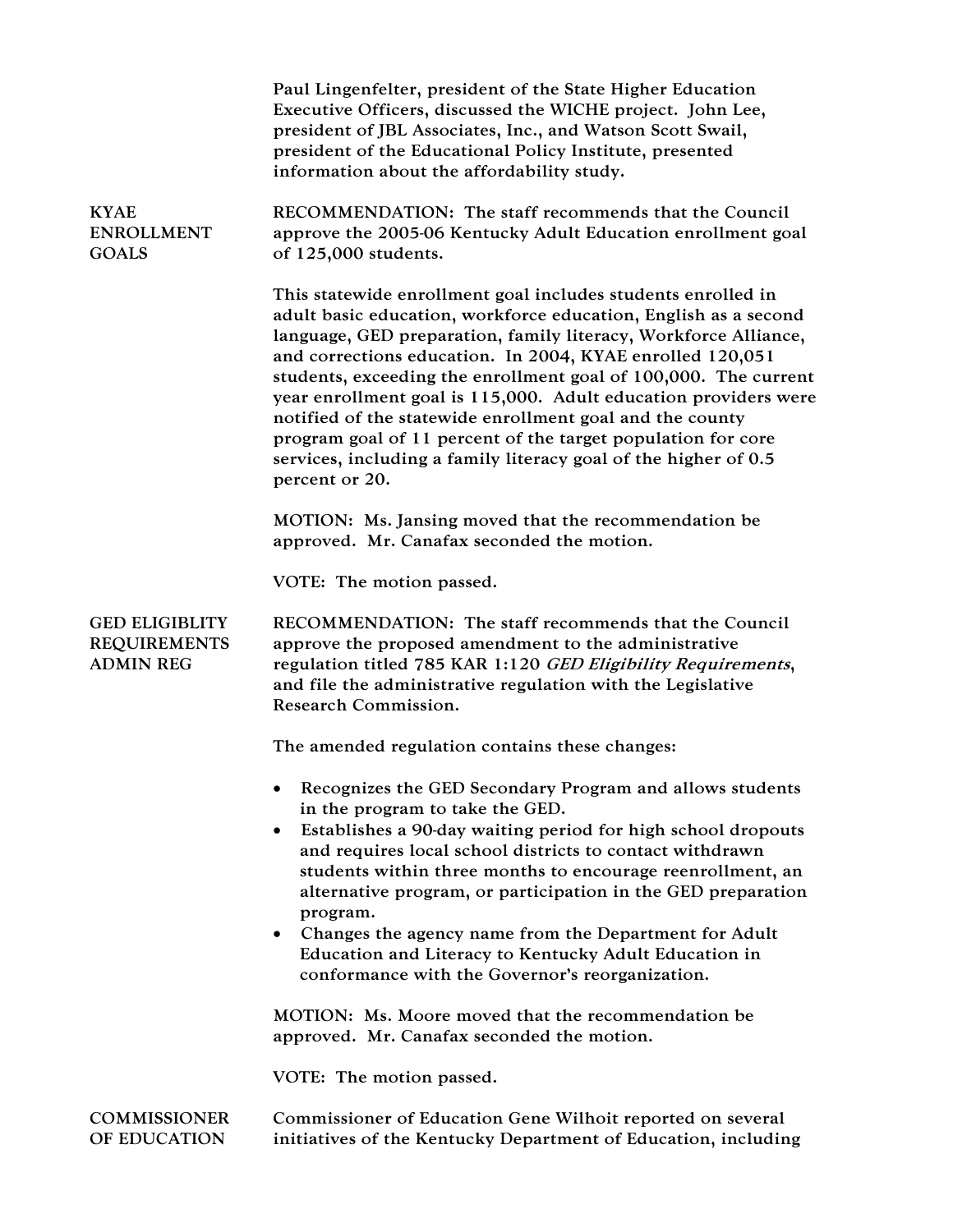Paul Lingenfelter, president of the State Higher Education Executive Officers, discussed the WICHE project. John Lee, president of JBL Associates, Inc., and Watson Scott Swail, president of the Educational Policy Institute, presented information about the affordability study.

**KYAE ENROLLMENT GOALS**

RECOMMENDATION: The staff recommends that the Council approve the 2005-06 Kentucky Adult Education enrollment goal of 125,000 students.

This statewide enrollment goal includes students enrolled in adult basic education, workforce education, English as a second language, GED preparation, family literacy, Workforce Alliance, and corrections education. In 2004, KYAE enrolled 120,051 students, exceeding the enrollment goal of 100,000. The current year enrollment goal is 115,000. Adult education providers were notified of the statewide enrollment goal and the county program goal of 11 percent of the target population for core services, including a family literacy goal of the higher of 0.5 percent or 20.

MOTION: Ms. Jansing moved that the recommendation be approved. Mr. Canafax seconded the motion.

VOTE: The motion passed.

**GED ELIGIBLITY REQUIREMENTS ADMIN REG**

RECOMMENDATION: The staff recommends that the Council approve the proposed amendment to the administrative regulation titled 785 KAR 1:120 *GED Eligibility Requirements*, and file the administrative regulation with the Legislative Research Commission.

The amended regulation contains these changes:

- Recognizes the GED Secondary Program and allows students in the program to take the GED.
- Establishes a 90-day waiting period for high school dropouts and requires local school districts to contact withdrawn students within three months to encourage reenrollment, an alternative program, or participation in the GED preparation program.
- Changes the agency name from the Department for Adult Education and Literacy to Kentucky Adult Education in conformance with the Governor's reorganization.

MOTION: Ms. Moore moved that the recommendation be approved. Mr. Canafax seconded the motion.

VOTE: The motion passed.

**COMMISSIONER OF EDUCATION**

Commissioner of Education Gene Wilhoit reported on several initiatives of the Kentucky Department of Education, including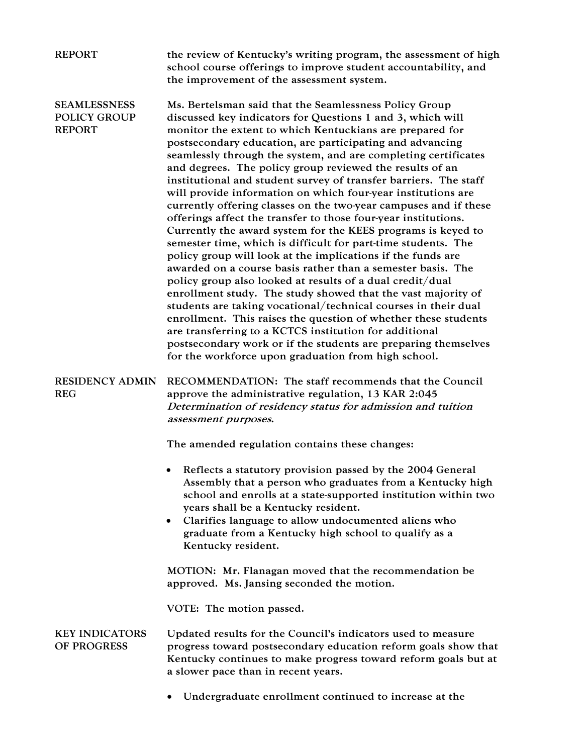**REPORT**

the review of Kentucky's writing program, the assessment of high school course offerings to improve student accountability, and the improvement of the assessment system.

**SEAMLESSNESS POLICY GROUP REPORT**

Ms. Bertelsman said that the Seamlessness Policy Group discussed key indicators for Questions 1 and 3, which will monitor the extent to which Kentuckians are prepared for postsecondary education, are participating and advancing seamlessly through the system, and are completing certificates and degrees. The policy group reviewed the results of an institutional and student survey of transfer barriers. The staff will provide information on which four-year institutions are currently offering classes on the two-year campuses and if these offerings affect the transfer to those four-year institutions. Currently the award system for the KEES programs is keyed to semester time, which is difficult for part-time students. The policy group will look at the implications if the funds are awarded on a course basis rather than a semester basis. The policy group also looked at results of a dual credit/dual enrollment study. The study showed that the vast majority of students are taking vocational/technical courses in their dual enrollment. This raises the question of whether these students are transferring to a KCTCS institution for additional postsecondary work or if the students are preparing themselves for the workforce upon graduation from high school.

**RESIDENCY ADMIN REG**

RECOMMENDATION: The staff recommends that the Council approve the administrative regulation, 13 KAR 2:045 *Determination of residency status for admission and tuition assessment purposes.*

The amended regulation contains these changes:

- Reflects a statutory provision passed by the 2004 General Assembly that a person who graduates from a Kentucky high school and enrolls at a state-supported institution within two years shall be a Kentucky resident.
- Clarifies language to allow undocumented aliens who graduate from a Kentucky high school to qualify as a Kentucky resident.

MOTION: Mr. Flanagan moved that the recommendation be approved. Ms. Jansing seconded the motion.

VOTE: The motion passed.

**KEY INDICATORS OF PROGRESS**

Updated results for the Council's indicators used to measure progress toward postsecondary education reform goals show that Kentucky continues to make progress toward reform goals but at a slower pace than in recent years.

- Undergraduate enrollment continued to increase at the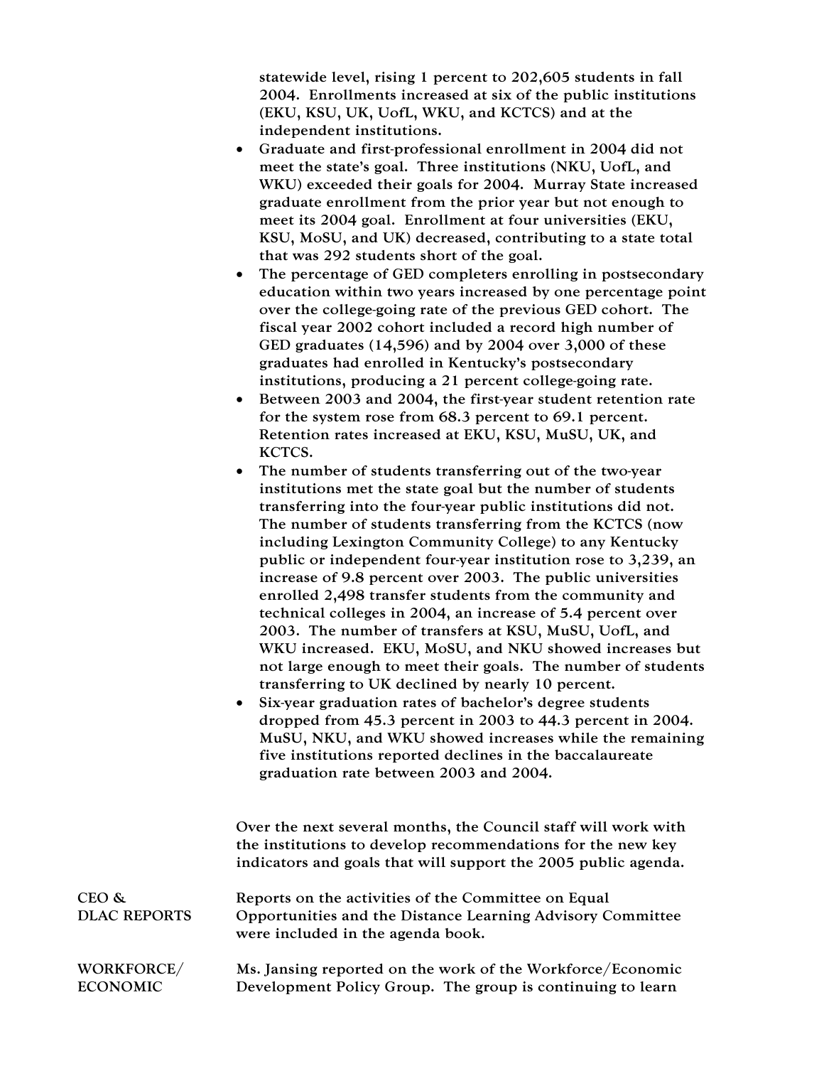statewide level, rising 1 percent to 202,605 students in fall 2004. Enrollments increased at six of the public institutions (EKU, KSU, UK, UofL, WKU, and KCTCS) and at the independent institutions.

- Graduate and first-professional enrollment in 2004 did not meet the state's goal. Three institutions (NKU, UofL, and WKU) exceeded their goals for 2004. Murray State increased graduate enrollment from the prior year but not enough to meet its 2004 goal. Enrollment at four universities (EKU, KSU, MoSU, and UK) decreased, contributing to a state total that was 292 students short of the goal.
- The percentage of GED completers enrolling in postsecondary education within two years increased by one percentage point over the college-going rate of the previous GED cohort. The fiscal year 2002 cohort included a record high number of GED graduates (14,596) and by 2004 over 3,000 of these graduates had enrolled in Kentucky's postsecondary institutions, producing a 21 percent college-going rate.
- Between 2003 and 2004, the first-year student retention rate for the system rose from 68.3 percent to 69.1 percent. Retention rates increased at EKU, KSU, MuSU, UK, and KCTCS.
- The number of students transferring out of the two-year institutions met the state goal but the number of students transferring into the four-year public institutions did not. The number of students transferring from the KCTCS (now including Lexington Community College) to any Kentucky public or independent four-year institution rose to 3,239, an increase of 9.8 percent over 2003. The public universities enrolled 2,498 transfer students from the community and technical colleges in 2004, an increase of 5.4 percent over 2003. The number of transfers at KSU, MuSU, UofL, and WKU increased. EKU, MoSU, and NKU showed increases but not large enough to meet their goals. The number of students transferring to UK declined by nearly 10 percent.
- Six-year graduation rates of bachelor's degree students dropped from 45.3 percent in 2003 to 44.3 percent in 2004. MuSU, NKU, and WKU showed increases while the remaining five institutions reported declines in the baccalaureate graduation rate between 2003 and 2004.

Over the next several months, the Council staff will work with the institutions to develop recommendations for the new key indicators and goals that will support the 2005 public agenda.

**CEO & DLAC REPORTS**

Reports on the activities of the Committee on Equal Opportunities and the Distance Learning Advisory Committee were included in the agenda book.

**WORKFORCE/ ECONOMIC**

Ms. Jansing reported on the work of the Workforce/Economic Development Policy Group. The group is continuing to learn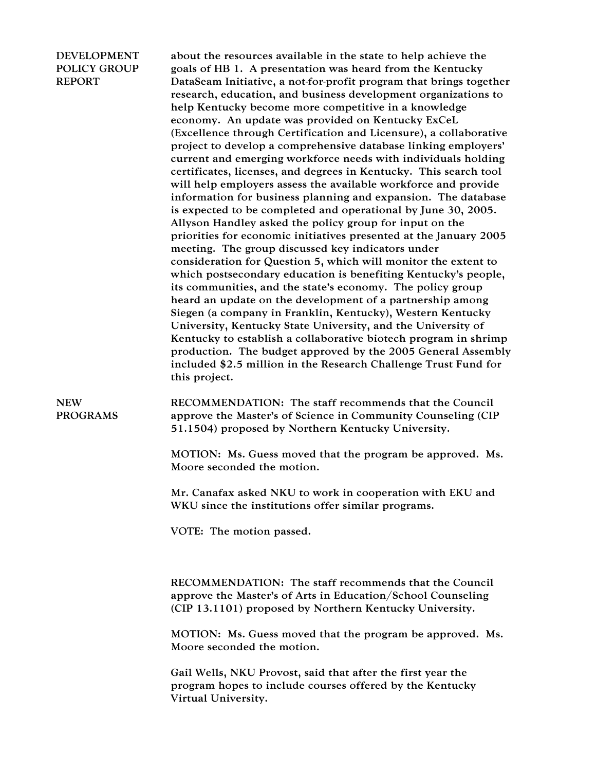**DEVELOPMENT POLICY GROUP REPORT**

about the resources available in the state to help achieve the goals of HB 1. A presentation was heard from the Kentucky DataSeam Initiative, a not-for-profit program that brings together research, education, and business development organizations to help Kentucky become more competitive in a knowledge economy. An update was provided on Kentucky ExCeL (Excellence through Certification and Licensure), a collaborative project to develop a comprehensive database linking employers' current and emerging workforce needs with individuals holding certificates, licenses, and degrees in Kentucky. This search tool will help employers assess the available workforce and provide information for business planning and expansion. The database is expected to be completed and operational by June 30, 2005. Allyson Handley asked the policy group for input on the priorities for economic initiatives presented at the January 2005 meeting. The group discussed key indicators under consideration for Question 5, which will monitor the extent to which postsecondary education is benefiting Kentucky's people, its communities, and the state's economy. The policy group heard an update on the development of a partnership among Siegen (a company in Franklin, Kentucky), Western Kentucky University, Kentucky State University, and the University of Kentucky to establish a collaborative biotech program in shrimp production. The budget approved by the 2005 General Assembly included $2.5 million in the Research Challenge Trust Fund for this project.

**NEW PROGRAMS**

RECOMMENDATION: The staff recommends that the Council approve the Master's of Science in Community Counseling (CIP 51.1504) proposed by Northern Kentucky University.

MOTION: Ms. Guess moved that the program be approved. Ms. Moore seconded the motion.

Mr. Canafax asked NKU to work in cooperation with EKU and WKU since the institutions offer similar programs.

VOTE: The motion passed.

RECOMMENDATION: The staff recommends that the Council approve the Master's of Arts in Education/School Counseling (CIP 13.1101) proposed by Northern Kentucky University.

MOTION: Ms. Guess moved that the program be approved. Ms. Moore seconded the motion.

Gail Wells, NKU Provost, said that after the first year the program hopes to include courses offered by the Kentucky Virtual University.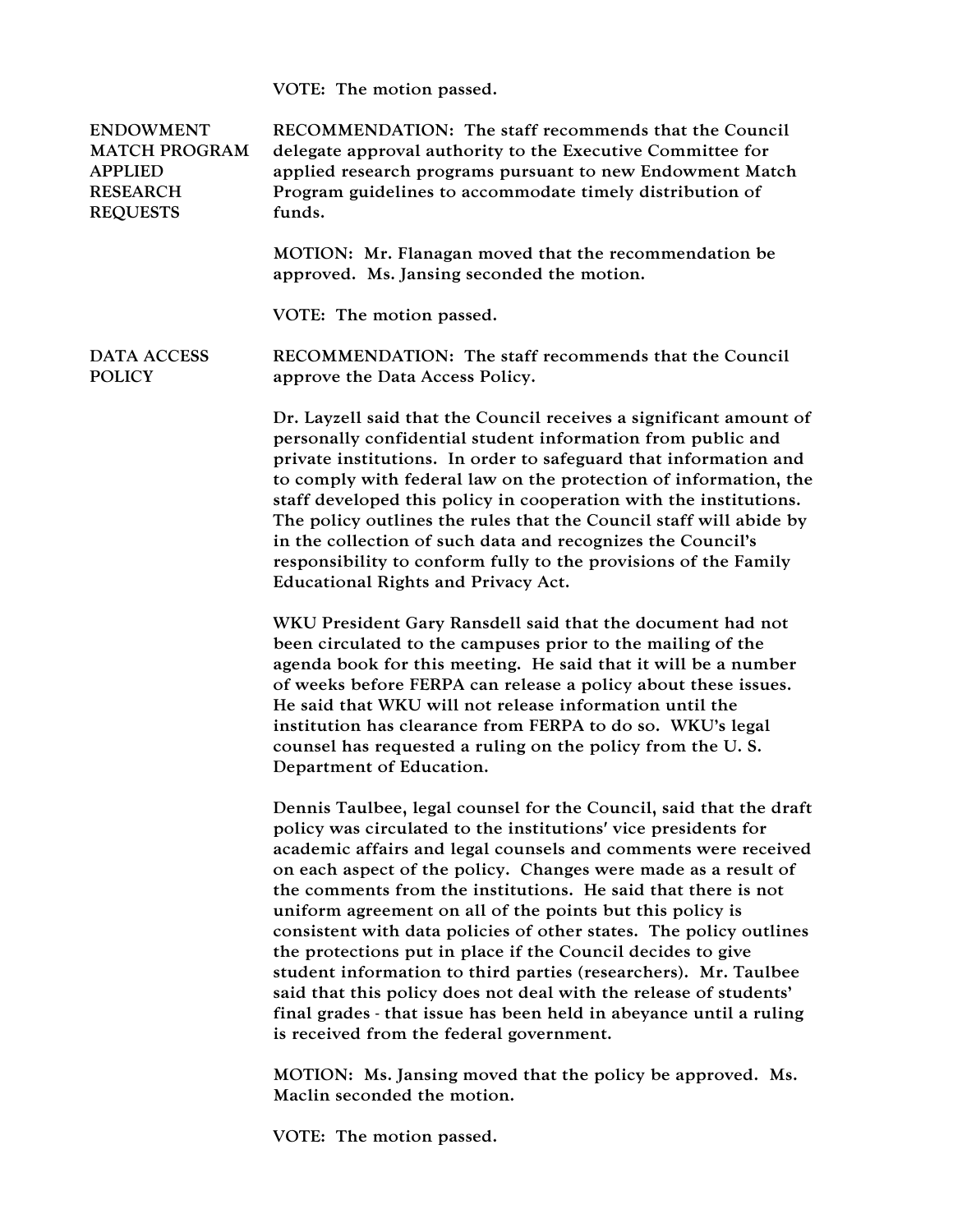VOTE: The motion passed.

**ENDOWMENT MATCH PROGRAM APPLIED RESEARCH REQUESTS**

RECOMMENDATION: The staff recommends that the Council delegate approval authority to the Executive Committee for applied research programs pursuant to new Endowment Match Program guidelines to accommodate timely distribution of funds.

MOTION: Mr. Flanagan moved that the recommendation be approved. Ms. Jansing seconded the motion.

VOTE: The motion passed.

**DATA ACCESS POLICY**

RECOMMENDATION: The staff recommends that the Council approve the Data Access Policy.

Dr. Layzell said that the Council receives a significant amount of personally confidential student information from public and private institutions. In order to safeguard that information and to comply with federal law on the protection of information, the staff developed this policy in cooperation with the institutions. The policy outlines the rules that the Council staff will abide by in the collection of such data and recognizes the Council's responsibility to conform fully to the provisions of the Family Educational Rights and Privacy Act.

WKU President Gary Ransdell said that the document had not been circulated to the campuses prior to the mailing of the agenda book for this meeting. He said that it will be a number of weeks before FERPA can release a policy about these issues. He said that WKU will not release information until the institution has clearance from FERPA to do so. WKU's legal counsel has requested a ruling on the policy from the U. S. Department of Education.

Dennis Taulbee, legal counsel for the Council, said that the draft policy was circulated to the institutions' vice presidents for academic affairs and legal counsels and comments were received on each aspect of the policy. Changes were made as a result of the comments from the institutions. He said that there is not uniform agreement on all of the points but this policy is consistent with data policies of other states. The policy outlines the protections put in place if the Council decides to give student information to third parties (researchers). Mr. Taulbee said that this policy does not deal with the release of students' final grades - that issue has been held in abeyance until a ruling is received from the federal government.

MOTION: Ms. Jansing moved that the policy be approved. Ms. Maclin seconded the motion.

VOTE: The motion passed.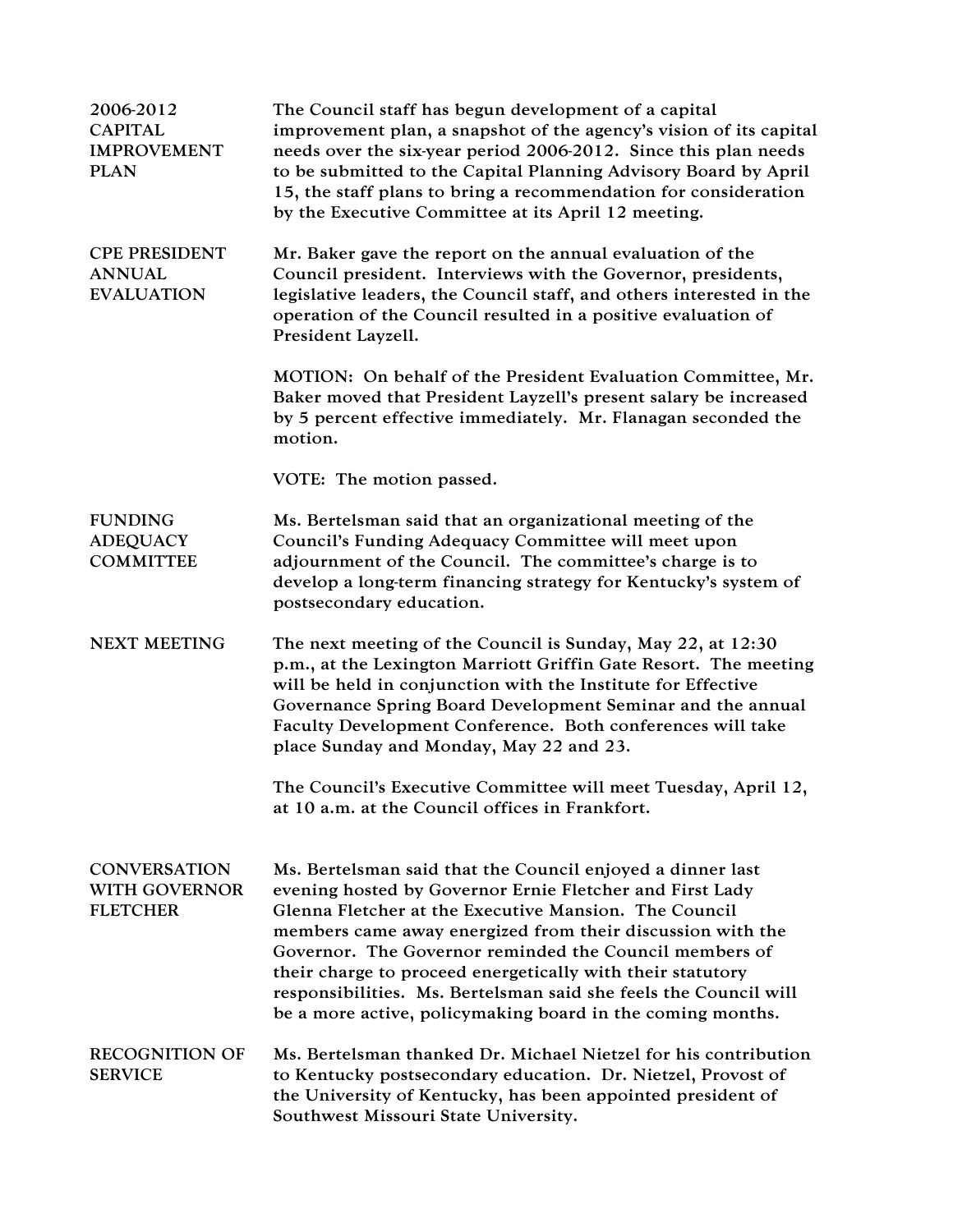## 2006-2012 CAPITAL IMPROVEMENT PLAN

The Council staff has begun development of a capital improvement plan, a snapshot of the agency's vision of its capital needs over the six-year period 2006-2012. Since this plan needs to be submitted to the Capital Planning Advisory Board by April 15, the staff plans to bring a recommendation for consideration by the Executive Committee at its April 12 meeting.

## CPE PRESIDENT ANNUAL EVALUATION

Mr. Baker gave the report on the annual evaluation of the Council president. Interviews with the Governor, presidents, legislative leaders, the Council staff, and others interested in the operation of the Council resulted in a positive evaluation of President Layzell.

MOTION: On behalf of the President Evaluation Committee, Mr. Baker moved that President Layzell's present salary be increased by 5 percent effective immediately. Mr. Flanagan seconded the motion.

VOTE: The motion passed.

## FUNDING ADEQUACY COMMITTEE

Ms. Bertelsman said that an organizational meeting of the Council's Funding Adequacy Committee will meet upon adjournment of the Council. The committee's charge is to develop a long-term financing strategy for Kentucky's system of postsecondary education.

## NEXT MEETING

The next meeting of the Council is Sunday, May 22, at 12:30 p.m., at the Lexington Marriott Griffin Gate Resort. The meeting will be held in conjunction with the Institute for Effective Governance Spring Board Development Seminar and the annual Faculty Development Conference. Both conferences will take place Sunday and Monday, May 22 and 23.

The Council's Executive Committee will meet Tuesday, April 12, at 10 a.m. at the Council offices in Frankfort.

## CONVERSATION WITH GOVERNOR FLETCHER

Ms. Bertelsman said that the Council enjoyed a dinner last evening hosted by Governor Ernie Fletcher and First Lady Glenna Fletcher at the Executive Mansion. The Council members came away energized from their discussion with the Governor. The Governor reminded the Council members of their charge to proceed energetically with their statutory responsibilities. Ms. Bertelsman said she feels the Council will be a more active, policymaking board in the coming months.

## RECOGNITION OF SERVICE

Ms. Bertelsman thanked Dr. Michael Nietzel for his contribution to Kentucky postsecondary education. Dr. Nietzel, Provost of the University of Kentucky, has been appointed president of Southwest Missouri State University.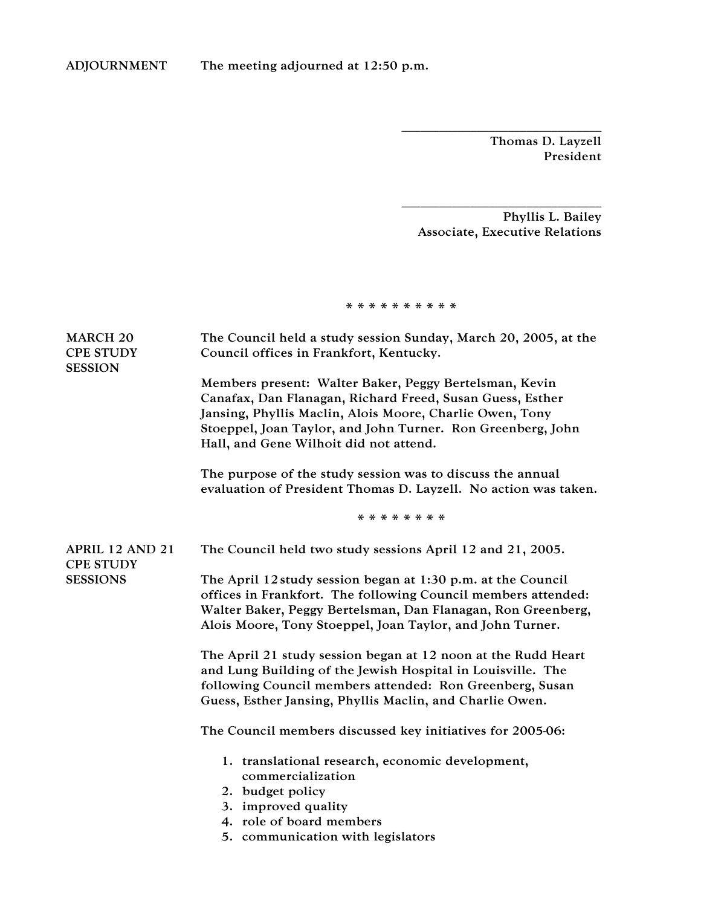**ADJOURNMENT** The meeting adjourned at 12:50 p.m.

\_\_\_\_\_\_\_\_\_\_\_\_\_\_\_\_\_\_\_\_\_\_\_\_\_\_\_\_\_\_

Thomas D. Layzell
President

\_\_\_\_\_\_\_\_\_\_\_\_\_\_\_\_\_\_\_\_\_\_\_\_\_\_\_\_\_\_

Phyllis L. Bailey
Associate, Executive Relations

\* \* \* \* \* \* \* \* \* \*

**MARCH 20 CPE STUDY SESSION**

The Council held a study session Sunday, March 20, 2005, at the Council offices in Frankfort, Kentucky.

Members present: Walter Baker, Peggy Bertelsman, Kevin Canafax, Dan Flanagan, Richard Freed, Susan Guess, Esther Jansing, Phyllis Maclin, Alois Moore, Charlie Owen, Tony Stoeppel, Joan Taylor, and John Turner. Ron Greenberg, John Hall, and Gene Wilhoit did not attend.

The purpose of the study session was to discuss the annual evaluation of President Thomas D. Layzell. No action was taken.

\* \* \* \* \* \* \* \*

**APRIL 12 AND 21 CPE STUDY SESSIONS**

The Council held two study sessions April 12 and 21, 2005.

The April 12 study session began at 1:30 p.m. at the Council offices in Frankfort. The following Council members attended: Walter Baker, Peggy Bertelsman, Dan Flanagan, Ron Greenberg, Alois Moore, Tony Stoeppel, Joan Taylor, and John Turner.

The April 21 study session began at 12 noon at the Rudd Heart and Lung Building of the Jewish Hospital in Louisville. The following Council members attended: Ron Greenberg, Susan Guess, Esther Jansing, Phyllis Maclin, and Charlie Owen.

The Council members discussed key initiatives for 2005-06:

1. translational research, economic development, commercialization
2. budget policy
3. improved quality
4. role of board members
5. communication with legislators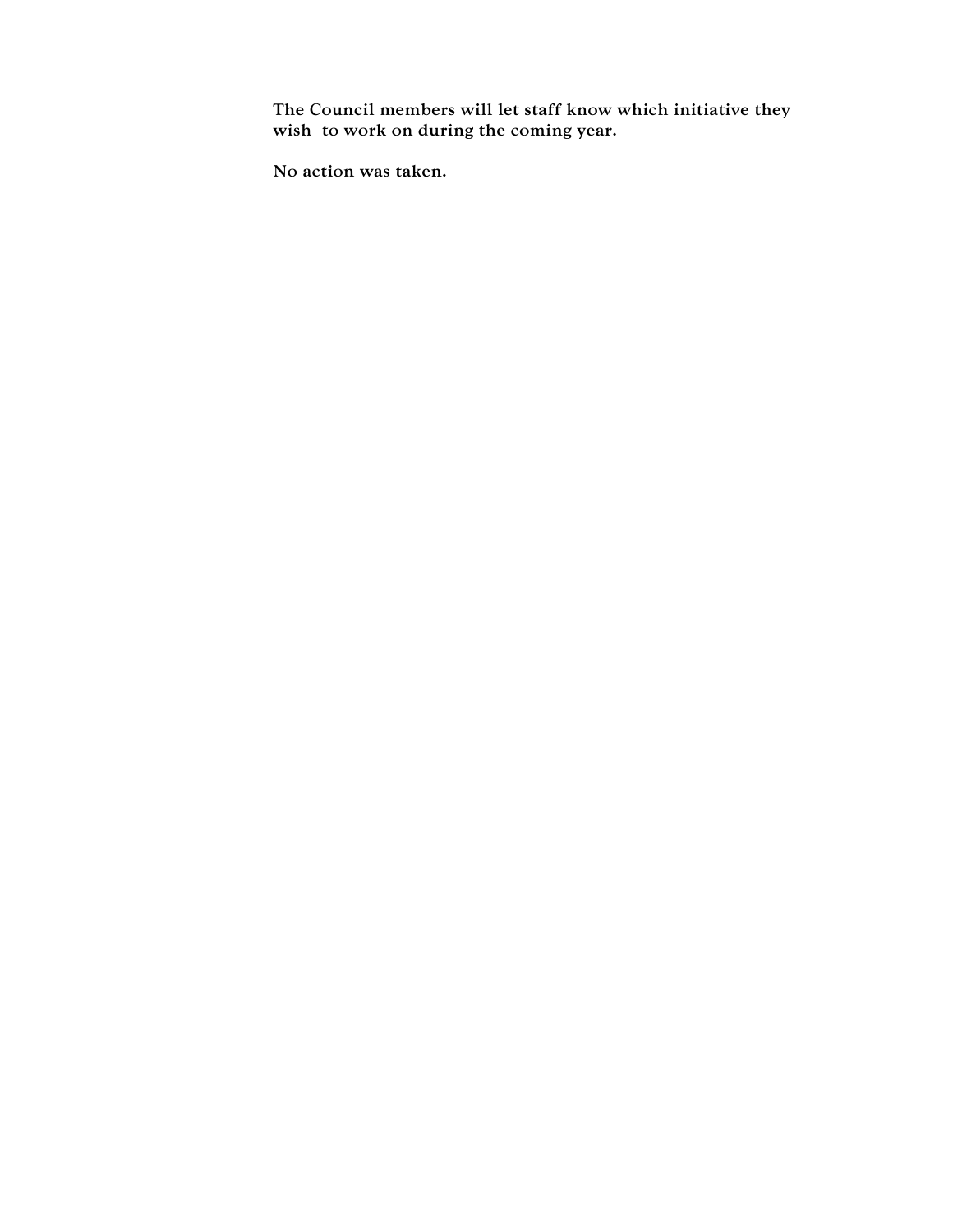The Council members will let staff know which initiative they wish to work on during the coming year.

No action was taken.